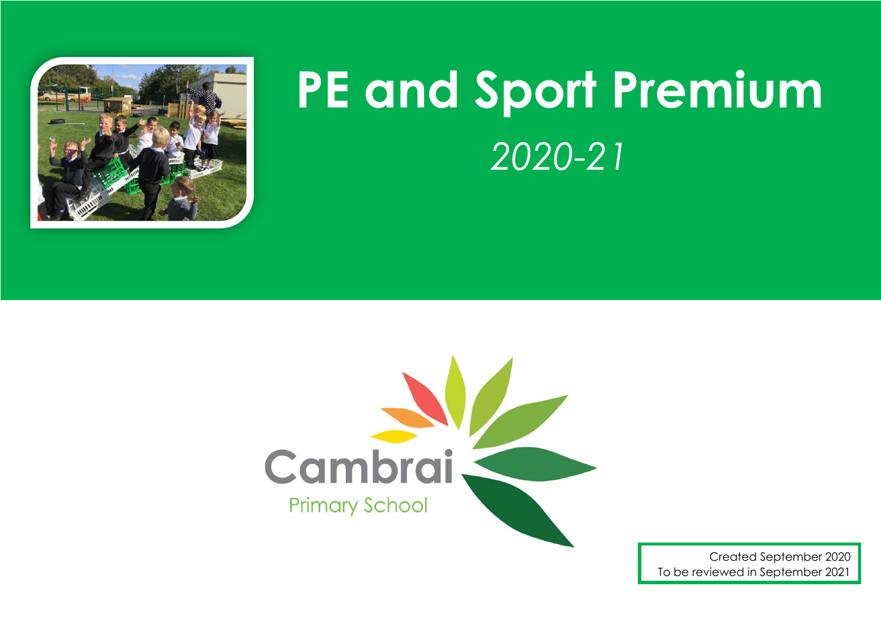# PE and Sport Premium

*2020-21*

Cambrai

Primary School

Created September 2020
To be reviewed in September 2021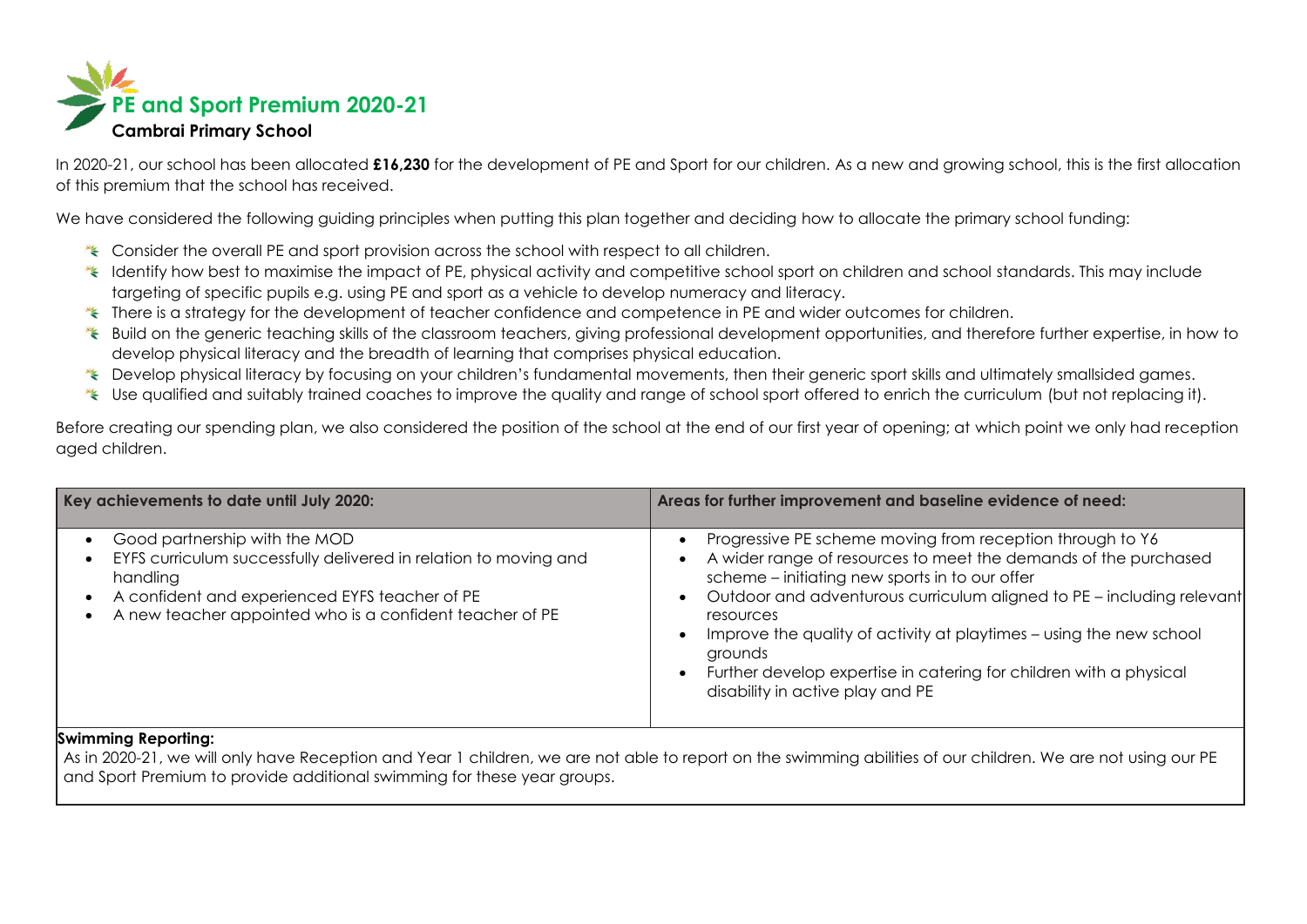# PE and Sport Premium 2020-21

**Cambrai Primary School**

In 2020-21, our school has been allocated **£16,230** for the development of PE and Sport for our children. As a new and growing school, this is the first allocation of this premium that the school has received.

We have considered the following guiding principles when putting this plan together and deciding how to allocate the primary school funding:

- Consider the overall PE and sport provision across the school with respect to all children.
- Identify how best to maximise the impact of PE, physical activity and competitive school sport on children and school standards. This may include targeting of specific pupils e.g. using PE and sport as a vehicle to develop numeracy and literacy.
- There is a strategy for the development of teacher confidence and competence in PE and wider outcomes for children.
- Build on the generic teaching skills of the classroom teachers, giving professional development opportunities, and therefore further expertise, in how to develop physical literacy and the breadth of learning that comprises physical education.
- Develop physical literacy by focusing on your children's fundamental movements, then their generic sport skills and ultimately smallsided games.
- Use qualified and suitably trained coaches to improve the quality and range of school sport offered to enrich the curriculum (but not replacing it).

Before creating our spending plan, we also considered the position of the school at the end of our first year of opening; at which point we only had reception aged children.

| Key achievements to date until July 2020: | Areas for further improvement and baseline evidence of need: |
|---|---|
| • Good partnership with the MOD<br>• EYFS curriculum successfully delivered in relation to moving and handling<br>• A confident and experienced EYFS teacher of PE<br>• A new teacher appointed who is a confident teacher of PE | • Progressive PE scheme moving from reception through to Y6<br>• A wider range of resources to meet the demands of the purchased scheme – initiating new sports in to our offer<br>• Outdoor and adventurous curriculum aligned to PE – including relevant resources<br>• Improve the quality of activity at playtimes – using the new school grounds<br>• Further develop expertise in catering for children with a physical disability in active play and PE |
| **Swimming Reporting:**<br>As in 2020-21, we will only have Reception and Year 1 children, we are not able to report on the swimming abilities of our children. We are not using our PE and Sport Premium to provide additional swimming for these year groups. | |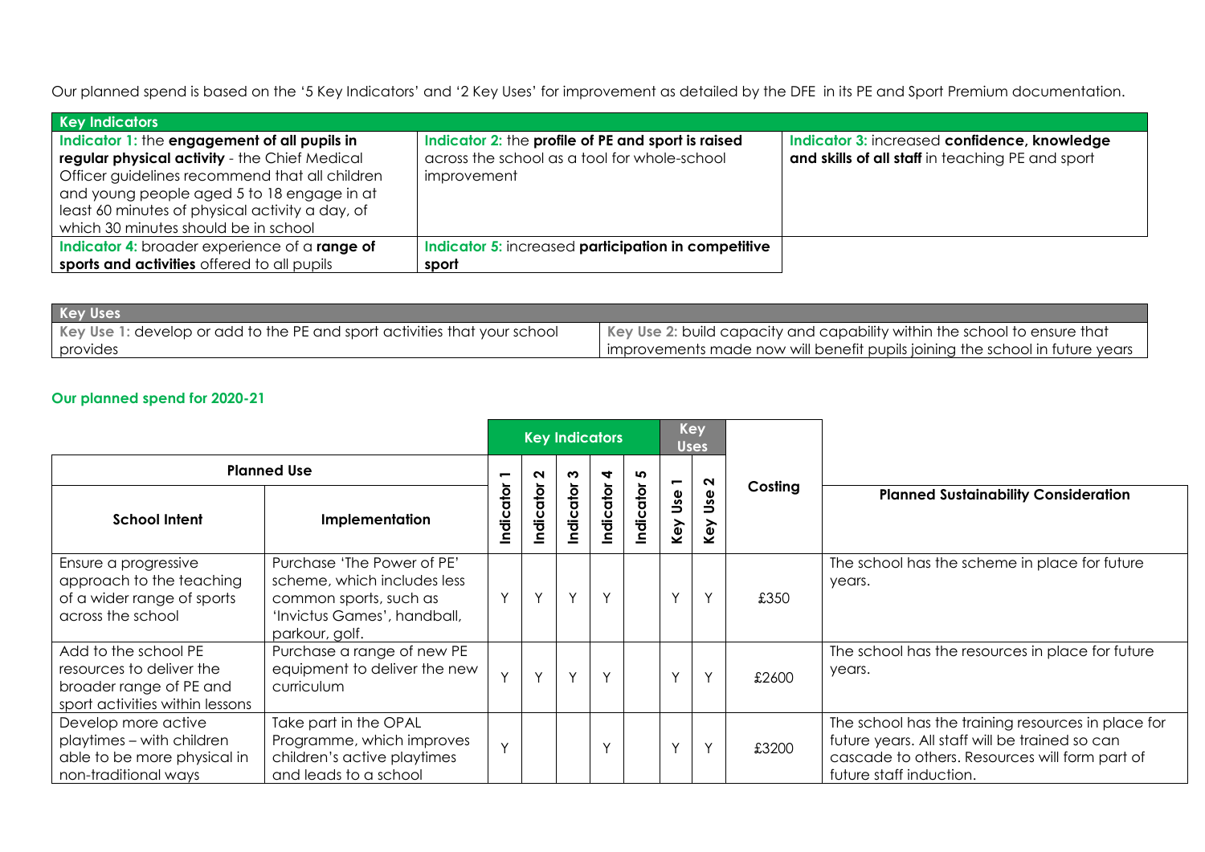Our planned spend is based on the '5 Key Indicators' and '2 Key Uses' for improvement as detailed by the DFE in its PE and Sport Premium documentation.

| Key Indicators | | |
|---|---|---|
| **Indicator 1:** the **engagement of all pupils in regular physical activity** - the Chief Medical Officer guidelines recommend that all children and young people aged 5 to 18 engage in at least 60 minutes of physical activity a day, of which 30 minutes should be in school | **Indicator 2:** the **profile of PE and sport is raised** across the school as a tool for whole-school improvement | **Indicator 3:** increased **confidence, knowledge and skills of all staff** in teaching PE and sport |
| **Indicator 4:** broader experience of a **range of sports and activities** offered to all pupils | **Indicator 5:** increased **participation in competitive sport** | |

| Key Uses | |
|---|---|
| Key Use 1: develop or add to the PE and sport activities that your school provides | Key Use 2: build capacity and capability within the school to ensure that improvements made now will benefit pupils joining the school in future years |

### Our planned spend for 2020-21

| Planned Use | | Key Indicators | | | | | Key Uses | | Costing | Planned Sustainability Consideration |
|---|---|---|---|---|---|---|---|---|---|---|
| **School Intent** | **Implementation** | Indicator 1 | Indicator 2 | Indicator 3 | Indicator 4 | Indicator 5 | Key Use 1 | Key Use 2 | | |
| Ensure a progressive approach to the teaching of a wider range of sports across the school | Purchase 'The Power of PE' scheme, which includes less common sports, such as 'Invictus Games', handball, parkour, golf. | Y | Y | Y | Y | | Y | Y | £350 | The school has the scheme in place for future years. |
| Add to the school PE resources to deliver the broader range of PE and sport activities within lessons | Purchase a range of new PE equipment to deliver the new curriculum | Y | Y | Y | Y | | Y | Y | £2600 | The school has the resources in place for future years. |
| Develop more active playtimes – with children able to be more physical in non-traditional ways | Take part in the OPAL Programme, which improves children's active playtimes and leads to a school | Y | | | Y | | Y | Y | £3200 | The school has the training resources in place for future years. All staff will be trained so can cascade to others. Resources will form part of future staff induction. |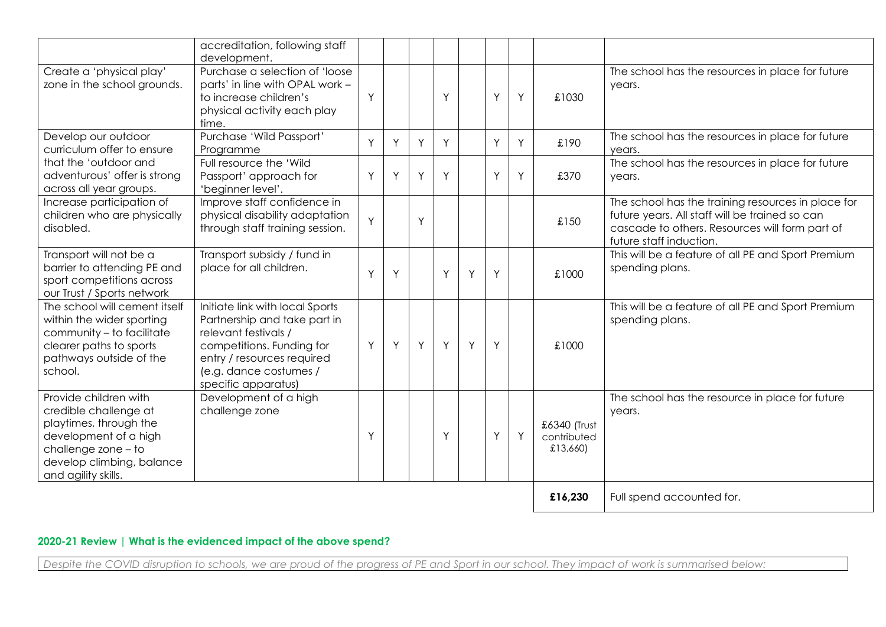| | | | | | | | | | | |
|---|---|---|---|---|---|---|---|---|---|---|
| | accreditation, following staff development. | | | | | | | | | |
| Create a 'physical play' zone in the school grounds. | Purchase a selection of 'loose parts' in line with OPAL work – to increase children's physical activity each play time. | Y | | | Y | | Y | Y | £1030 | The school has the resources in place for future years. |
| Develop our outdoor curriculum offer to ensure that the 'outdoor and adventurous' offer is strong across all year groups. | Purchase 'Wild Passport' Programme | Y | Y | Y | Y | | Y | Y | £190 | The school has the resources in place for future years. |
| | Full resource the 'Wild Passport' approach for 'beginner level'. | Y | Y | Y | Y | | Y | Y | £370 | The school has the resources in place for future years. |
| Increase participation of children who are physically disabled. | Improve staff confidence in physical disability adaptation through staff training session. | Y | | Y | | | | | £150 | The school has the training resources in place for future years. All staff will be trained so can cascade to others. Resources will form part of future staff induction. |
| Transport will not be a barrier to attending PE and sport competitions across our Trust / Sports network | Transport subsidy / fund in place for all children. | Y | Y | | Y | Y | Y | | £1000 | This will be a feature of all PE and Sport Premium spending plans. |
| The school will cement itself within the wider sporting community – to facilitate clearer paths to sports pathways outside of the school. | Initiate link with local Sports Partnership and take part in relevant festivals / competitions. Funding for entry / resources required (e.g. dance costumes / specific apparatus) | Y | Y | Y | Y | Y | Y | | £1000 | This will be a feature of all PE and Sport Premium spending plans. |
| Provide children with credible challenge at playtimes, through the development of a high challenge zone – to develop climbing, balance and agility skills. | Development of a high challenge zone | Y | | | Y | | Y | Y | £6340 (Trust contributed £13,660) | The school has the resource in place for future years. |
| | | | | | | | | | **£16,230** | Full spend accounted for. |

### 2020-21 Review | What is the evidenced impact of the above spend?

*Despite the COVID disruption to schools, we are proud of the progress of PE and Sport in our school. They impact of work is summarised below:*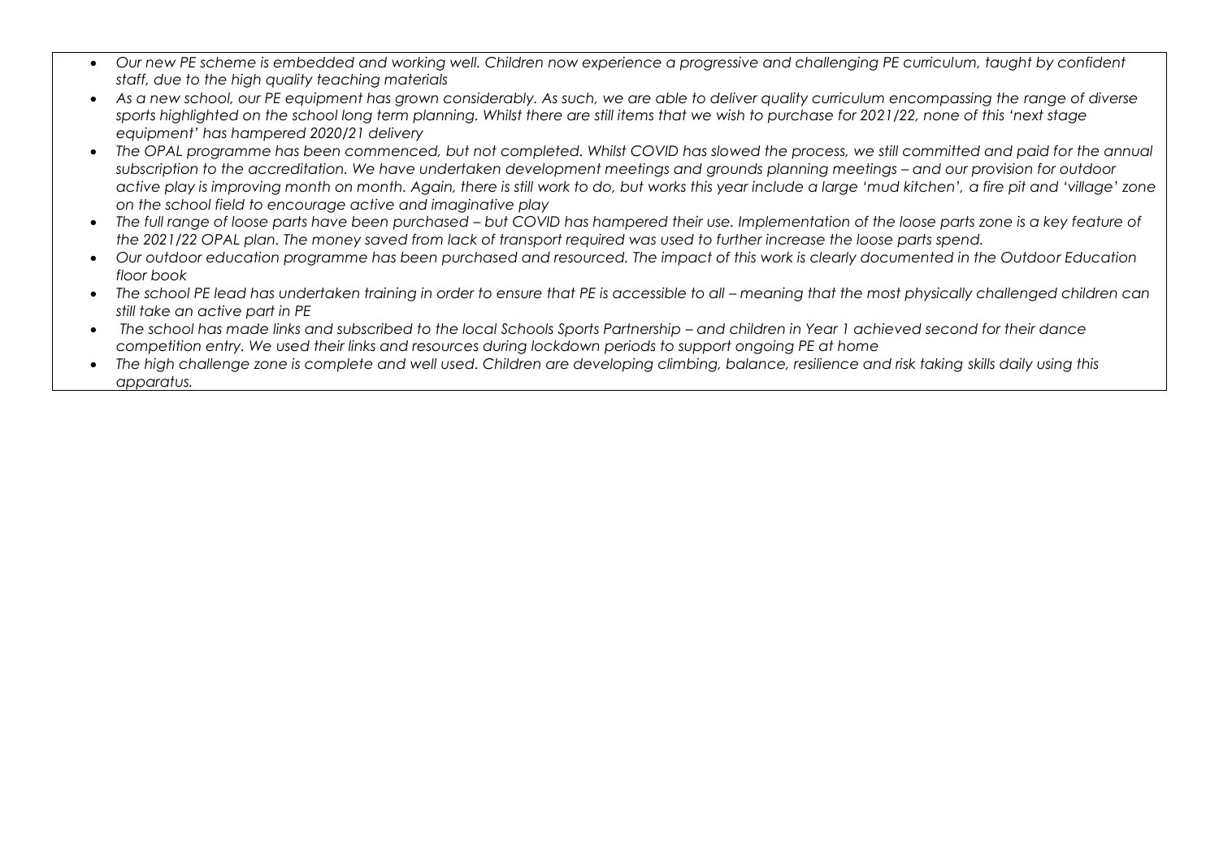- *Our new PE scheme is embedded and working well. Children now experience a progressive and challenging PE curriculum, taught by confident staff, due to the high quality teaching materials*
- *As a new school, our PE equipment has grown considerably. As such, we are able to deliver quality curriculum encompassing the range of diverse sports highlighted on the school long term planning. Whilst there are still items that we wish to purchase for 2021/22, none of this 'next stage equipment' has hampered 2020/21 delivery*
- *The OPAL programme has been commenced, but not completed. Whilst COVID has slowed the process, we still committed and paid for the annual subscription to the accreditation. We have undertaken development meetings and grounds planning meetings – and our provision for outdoor active play is improving month on month. Again, there is still work to do, but works this year include a large 'mud kitchen', a fire pit and 'village' zone on the school field to encourage active and imaginative play*
- *The full range of loose parts have been purchased – but COVID has hampered their use. Implementation of the loose parts zone is a key feature of the 2021/22 OPAL plan. The money saved from lack of transport required was used to further increase the loose parts spend.*
- *Our outdoor education programme has been purchased and resourced. The impact of this work is clearly documented in the Outdoor Education floor book*
- *The school PE lead has undertaken training in order to ensure that PE is accessible to all – meaning that the most physically challenged children can still take an active part in PE*
- *The school has made links and subscribed to the local Schools Sports Partnership – and children in Year 1 achieved second for their dance competition entry. We used their links and resources during lockdown periods to support ongoing PE at home*
- *The high challenge zone is complete and well used. Children are developing climbing, balance, resilience and risk taking skills daily using this apparatus.*